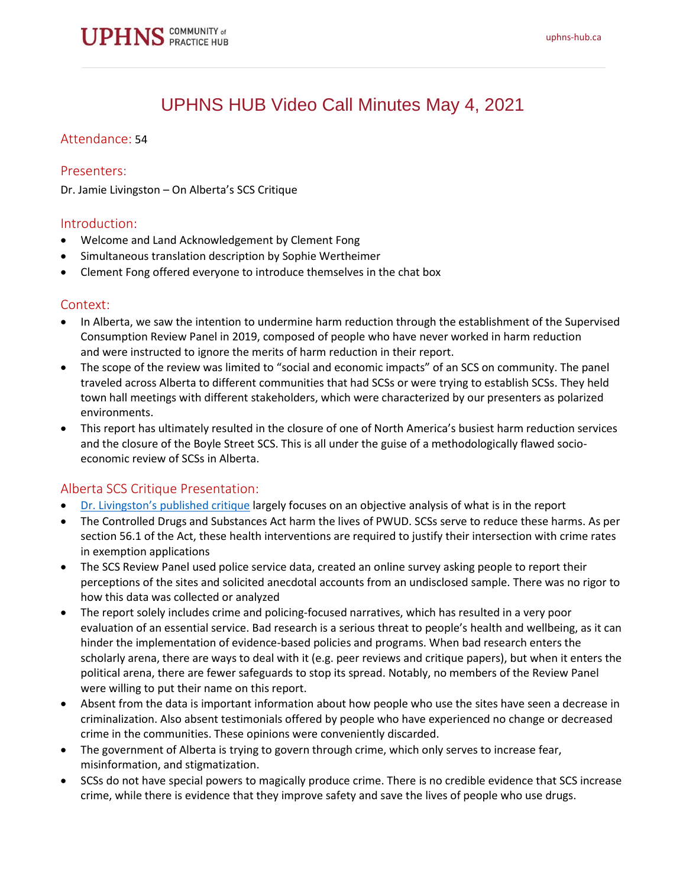# UPHNS HUB Video Call Minutes May 4, 2021

## Attendance: 54

## Presenters:

Dr. Jamie Livingston – On Alberta's SCS Critique

## Introduction:

- Welcome and Land Acknowledgement by Clement Fong
- Simultaneous translation description by Sophie Wertheimer
- Clement Fong offered everyone to introduce themselves in the chat box

## Context:

- In Alberta, we saw the intention to undermine harm reduction through the establishment of the Supervised Consumption Review Panel in 2019, composed of people who have never worked in harm reduction and were instructed to ignore the merits of harm reduction in their report.
- The scope of the review was limited to "social and economic impacts" of an SCS on community. The panel traveled across Alberta to different communities that had SCSs or were trying to establish SCSs. They held town hall meetings with different stakeholders, which were characterized by our presenters as polarized environments.
- This report has ultimately resulted in the closure of one of North America's busiest harm reduction services and the closure of the Boyle Street SCS. This is all under the guise of a methodologically flawed socio-economic review of SCSs in Alberta.

## Alberta SCS Critique Presentation:

- Dr. Livingston's published critique largely focuses on an objective analysis of what is in the report
- The Controlled Drugs and Substances Act harm the lives of PWUD. SCSs serve to reduce these harms. As per section 56.1 of the Act, these health interventions are required to justify their intersection with crime rates in exemption applications
- The SCS Review Panel used police service data, created an online survey asking people to report their perceptions of the sites and solicited anecdotal accounts from an undisclosed sample. There was no rigor to how this data was collected or analyzed
- The report solely includes crime and policing-focused narratives, which has resulted in a very poor evaluation of an essential service. Bad research is a serious threat to people's health and wellbeing, as it can hinder the implementation of evidence-based policies and programs. When bad research enters the scholarly arena, there are ways to deal with it (e.g. peer reviews and critique papers), but when it enters the political arena, there are fewer safeguards to stop its spread. Notably, no members of the Review Panel were willing to put their name on this report.
- Absent from the data is important information about how people who use the sites have seen a decrease in criminalization. Also absent testimonials offered by people who have experienced no change or decreased crime in the communities. These opinions were conveniently discarded.
- The government of Alberta is trying to govern through crime, which only serves to increase fear, misinformation, and stigmatization.
- SCSs do not have special powers to magically produce crime. There is no credible evidence that SCS increase crime, while there is evidence that they improve safety and save the lives of people who use drugs.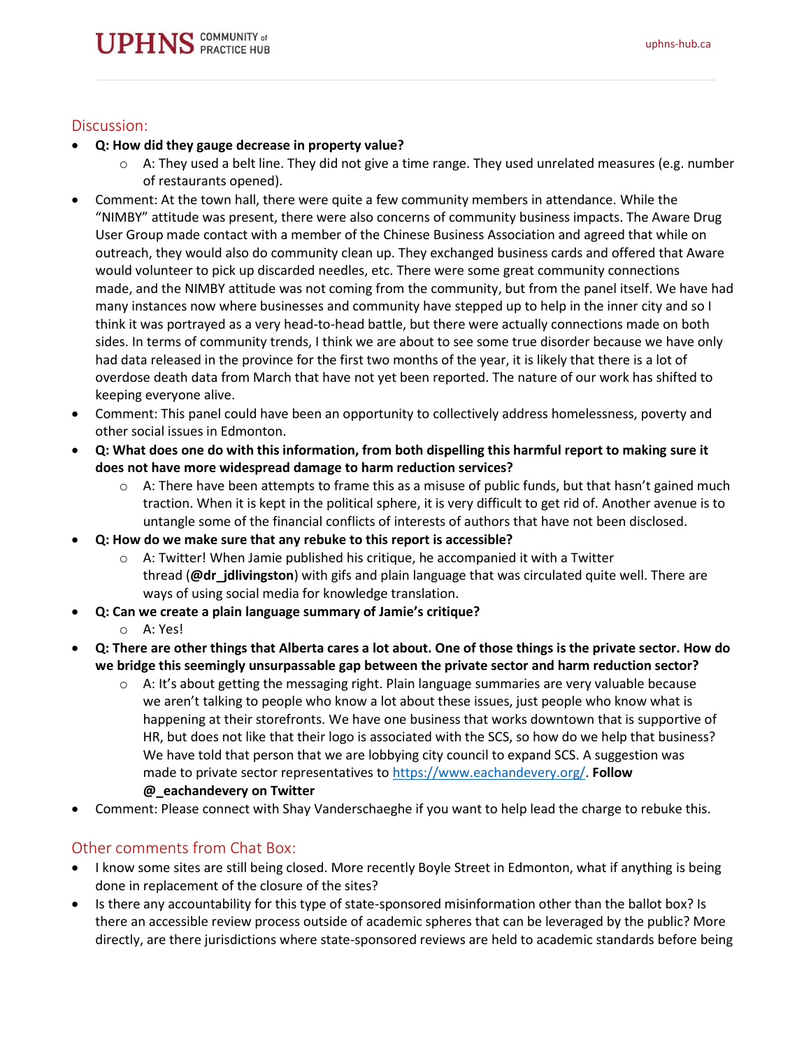## Discussion:

- **Q: How did they gauge decrease in property value?**
  - A: They used a belt line. They did not give a time range. They used unrelated measures (e.g. number of restaurants opened).
- Comment: At the town hall, there were quite a few community members in attendance. While the "NIMBY" attitude was present, there were also concerns of community business impacts. The Aware Drug User Group made contact with a member of the Chinese Business Association and agreed that while on outreach, they would also do community clean up. They exchanged business cards and offered that Aware would volunteer to pick up discarded needles, etc. There were some great community connections made, and the NIMBY attitude was not coming from the community, but from the panel itself. We have had many instances now where businesses and community have stepped up to help in the inner city and so I think it was portrayed as a very head-to-head battle, but there were actually connections made on both sides. In terms of community trends, I think we are about to see some true disorder because we have only had data released in the province for the first two months of the year, it is likely that there is a lot of overdose death data from March that have not yet been reported. The nature of our work has shifted to keeping everyone alive.
- Comment: This panel could have been an opportunity to collectively address homelessness, poverty and other social issues in Edmonton.
- **Q: What does one do with this information, from both dispelling this harmful report to making sure it does not have more widespread damage to harm reduction services?**
  - A: There have been attempts to frame this as a misuse of public funds, but that hasn't gained much traction. When it is kept in the political sphere, it is very difficult to get rid of. Another avenue is to untangle some of the financial conflicts of interests of authors that have not been disclosed.
- **Q: How do we make sure that any rebuke to this report is accessible?**
  - A: Twitter! When Jamie published his critique, he accompanied it with a Twitter thread (**@dr_jdlivingston**) with gifs and plain language that was circulated quite well. There are ways of using social media for knowledge translation.
- **Q: Can we create a plain language summary of Jamie's critique?**
  - A: Yes!
- **Q: There are other things that Alberta cares a lot about. One of those things is the private sector. How do we bridge this seemingly unsurpassable gap between the private sector and harm reduction sector?**
  - A: It's about getting the messaging right. Plain language summaries are very valuable because we aren't talking to people who know a lot about these issues, just people who know what is happening at their storefronts. We have one business that works downtown that is supportive of HR, but does not like that their logo is associated with the SCS, so how do we help that business? We have told that person that we are lobbying city council to expand SCS. A suggestion was made to private sector representatives to https://www.eachandevery.org/. **Follow @_eachandevery on Twitter**
- Comment: Please connect with Shay Vanderschaeghe if you want to help lead the charge to rebuke this.

## Other comments from Chat Box:

- I know some sites are still being closed. More recently Boyle Street in Edmonton, what if anything is being done in replacement of the closure of the sites?
- Is there any accountability for this type of state-sponsored misinformation other than the ballot box? Is there an accessible review process outside of academic spheres that can be leveraged by the public? More directly, are there jurisdictions where state-sponsored reviews are held to academic standards before being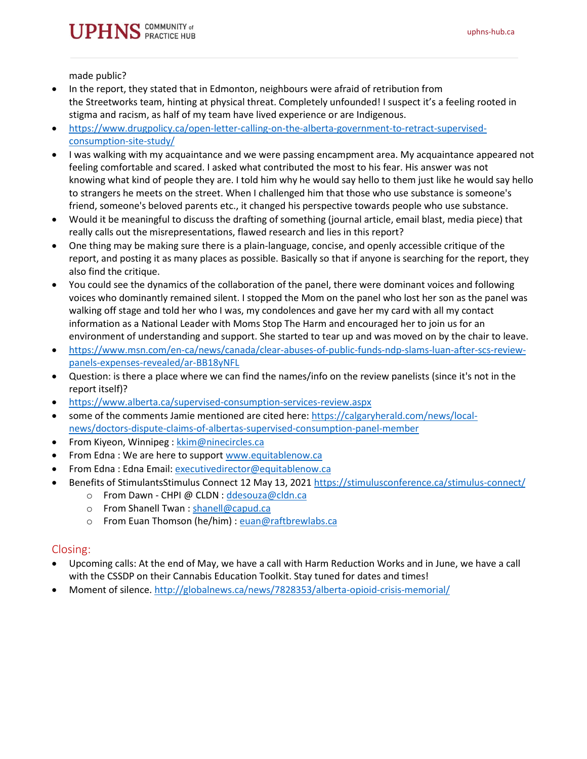made public?

- In the report, they stated that in Edmonton, neighbours were afraid of retribution from the Streetworks team, hinting at physical threat. Completely unfounded! I suspect it's a feeling rooted in stigma and racism, as half of my team have lived experience or are Indigenous.
- https://www.drugpolicy.ca/open-letter-calling-on-the-alberta-government-to-retract-supervised-consumption-site-study/
- I was walking with my acquaintance and we were passing encampment area. My acquaintance appeared not feeling comfortable and scared. I asked what contributed the most to his fear. His answer was not knowing what kind of people they are. I told him why he would say hello to them just like he would say hello to strangers he meets on the street. When I challenged him that those who use substance is someone's friend, someone's beloved parents etc., it changed his perspective towards people who use substance.
- Would it be meaningful to discuss the drafting of something (journal article, email blast, media piece) that really calls out the misrepresentations, flawed research and lies in this report?
- One thing may be making sure there is a plain-language, concise, and openly accessible critique of the report, and posting it as many places as possible. Basically so that if anyone is searching for the report, they also find the critique.
- You could see the dynamics of the collaboration of the panel, there were dominant voices and following voices who dominantly remained silent. I stopped the Mom on the panel who lost her son as the panel was walking off stage and told her who I was, my condolences and gave her my card with all my contact information as a National Leader with Moms Stop The Harm and encouraged her to join us for an environment of understanding and support. She started to tear up and was moved on by the chair to leave.
- https://www.msn.com/en-ca/news/canada/clear-abuses-of-public-funds-ndp-slams-luan-after-scs-review-panels-expenses-revealed/ar-BB18yNFL
- Question: is there a place where we can find the names/info on the review panelists (since it's not in the report itself)?
- https://www.alberta.ca/supervised-consumption-services-review.aspx
- some of the comments Jamie mentioned are cited here: https://calgaryherald.com/news/local-news/doctors-dispute-claims-of-albertas-supervised-consumption-panel-member
- From Kiyeon, Winnipeg : kkim@ninecircles.ca
- From Edna : We are here to support www.equitablenow.ca
- From Edna : Edna Email: executivedirector@equitablenow.ca
- Benefits of StimulantsStimulus Connect 12 May 13, 2021 https://stimulusconference.ca/stimulus-connect/
  - From Dawn - CHPI @ CLDN : ddesouza@cldn.ca
  - From Shanell Twan : shanell@capud.ca
  - From Euan Thomson (he/him) : euan@raftbrewlabs.ca

## Closing:

- Upcoming calls: At the end of May, we have a call with Harm Reduction Works and in June, we have a call with the CSSDP on their Cannabis Education Toolkit. Stay tuned for dates and times!
- Moment of silence. http://globalnews.ca/news/7828353/alberta-opioid-crisis-memorial/